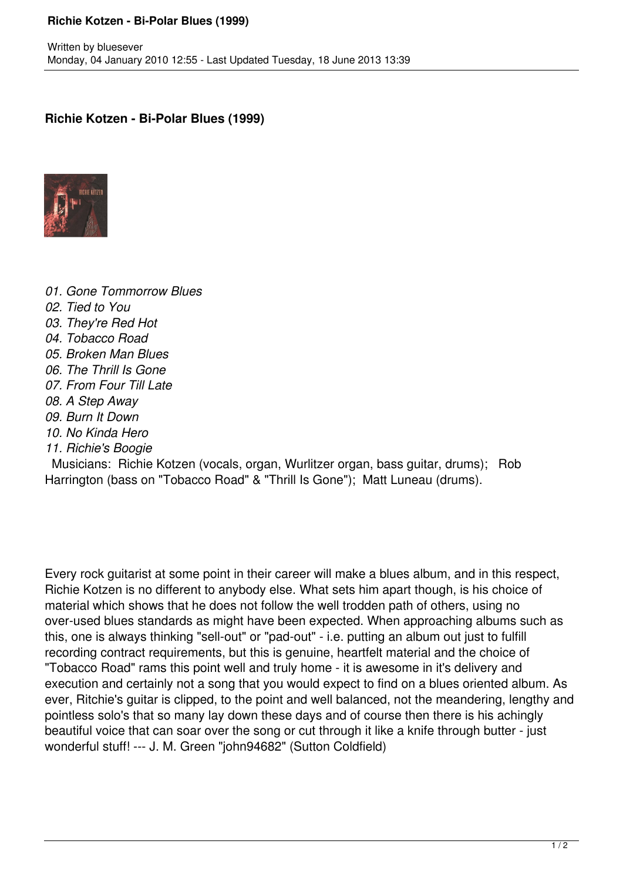Written by bluesever
Monday, 04 January 2010 12:55 - Last Updated Tuesday, 18 June 2013 13:39

## Richie Kotzen - Bi-Polar Blues (1999)

*01. Gone Tommorrow Blues*
*02. Tied to You*
*03. They're Red Hot*
*04. Tobacco Road*
*05. Broken Man Blues*
*06. The Thrill Is Gone*
*07. From Four Till Late*
*08. A Step Away*
*09. Burn It Down*
*10. No Kinda Hero*
*11. Richie's Boogie*

Musicians: Richie Kotzen (vocals, organ, Wurlitzer organ, bass guitar, drums); Rob Harrington (bass on "Tobacco Road" & "Thrill Is Gone"); Matt Luneau (drums).

Every rock guitarist at some point in their career will make a blues album, and in this respect, Richie Kotzen is no different to anybody else. What sets him apart though, is his choice of material which shows that he does not follow the well trodden path of others, using no over-used blues standards as might have been expected. When approaching albums such as this, one is always thinking "sell-out" or "pad-out" - i.e. putting an album out just to fulfill recording contract requirements, but this is genuine, heartfelt material and the choice of "Tobacco Road" rams this point well and truly home - it is awesome in it's delivery and execution and certainly not a song that you would expect to find on a blues oriented album. As ever, Ritchie's guitar is clipped, to the point and well balanced, not the meandering, lengthy and pointless solo's that so many lay down these days and of course then there is his achingly beautiful voice that can soar over the song or cut through it like a knife through butter - just wonderful stuff! --- J. M. Green "john94682" (Sutton Coldfield)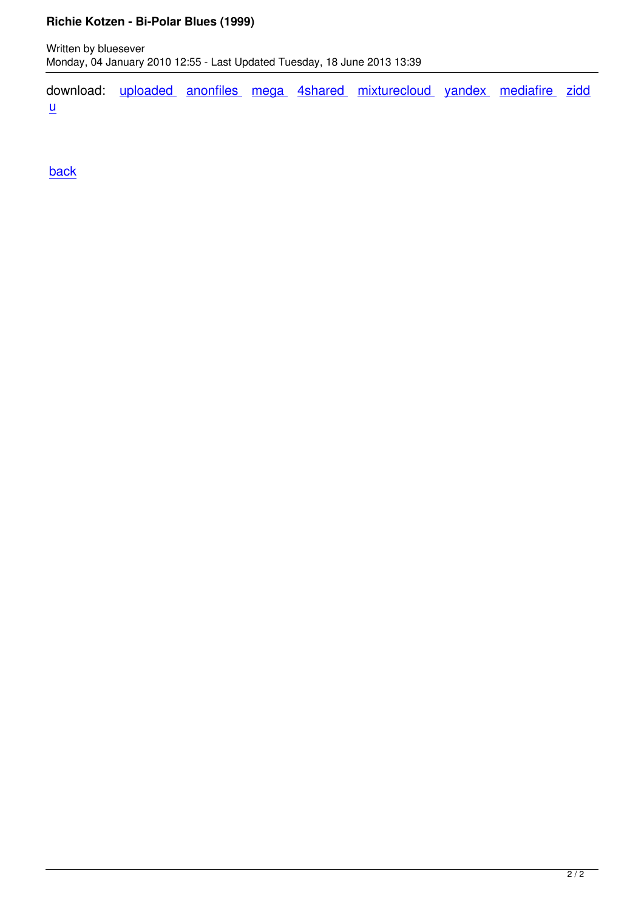download: uploaded anonfiles mega 4shared mixturecloud yandex mediafire ziddu

back